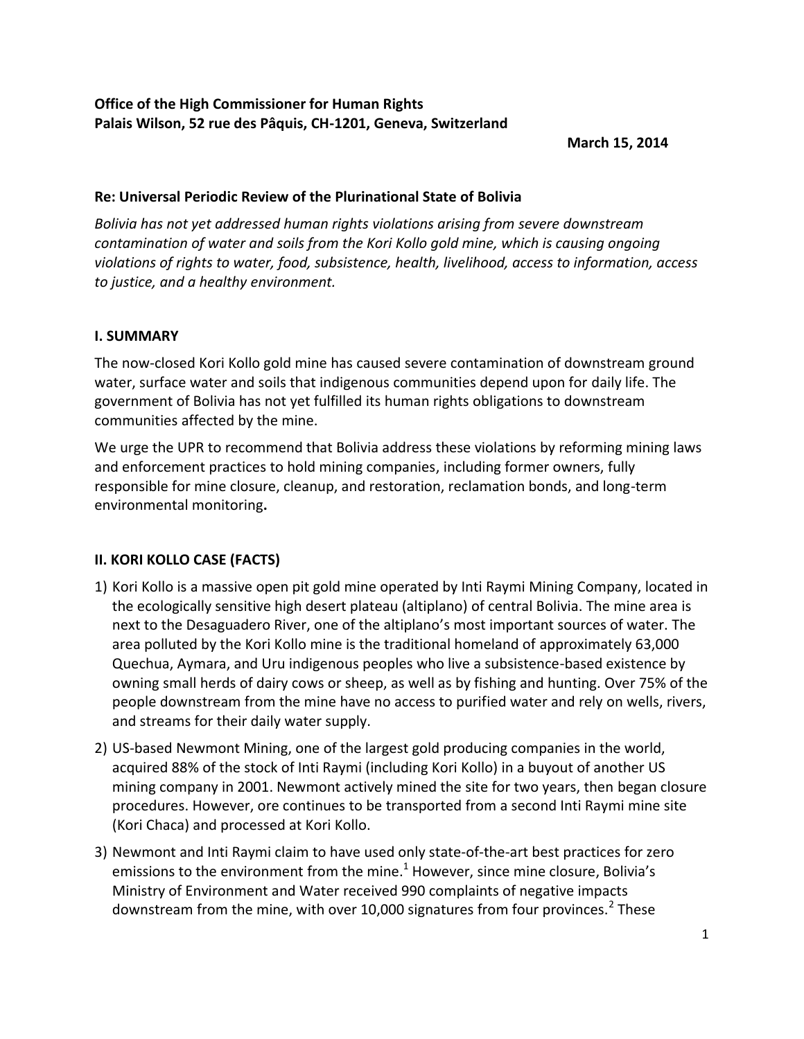**Office of the High Commissioner for Human Rights**
**Palais Wilson, 52 rue des Pâquis, CH-1201, Geneva, Switzerland**

**March 15, 2014**

**Re: Universal Periodic Review of the Plurinational State of Bolivia**

*Bolivia has not yet addressed human rights violations arising from severe downstream contamination of water and soils from the Kori Kollo gold mine, which is causing ongoing violations of rights to water, food, subsistence, health, livelihood, access to information, access to justice, and a healthy environment.*

## I. SUMMARY

The now-closed Kori Kollo gold mine has caused severe contamination of downstream ground water, surface water and soils that indigenous communities depend upon for daily life. The government of Bolivia has not yet fulfilled its human rights obligations to downstream communities affected by the mine.

We urge the UPR to recommend that Bolivia address these violations by reforming mining laws and enforcement practices to hold mining companies, including former owners, fully responsible for mine closure, cleanup, and restoration, reclamation bonds, and long-term environmental monitoring**.**

## II. KORI KOLLO CASE (FACTS)

1) Kori Kollo is a massive open pit gold mine operated by Inti Raymi Mining Company, located in the ecologically sensitive high desert plateau (altiplano) of central Bolivia. The mine area is next to the Desaguadero River, one of the altiplano's most important sources of water. The area polluted by the Kori Kollo mine is the traditional homeland of approximately 63,000 Quechua, Aymara, and Uru indigenous peoples who live a subsistence-based existence by owning small herds of dairy cows or sheep, as well as by fishing and hunting. Over 75% of the people downstream from the mine have no access to purified water and rely on wells, rivers, and streams for their daily water supply.
2) US-based Newmont Mining, one of the largest gold producing companies in the world, acquired 88% of the stock of Inti Raymi (including Kori Kollo) in a buyout of another US mining company in 2001. Newmont actively mined the site for two years, then began closure procedures. However, ore continues to be transported from a second Inti Raymi mine site (Kori Chaca) and processed at Kori Kollo.
3) Newmont and Inti Raymi claim to have used only state-of-the-art best practices for zero emissions to the environment from the mine.[1] However, since mine closure, Bolivia's Ministry of Environment and Water received 990 complaints of negative impacts downstream from the mine, with over 10,000 signatures from four provinces.[2] These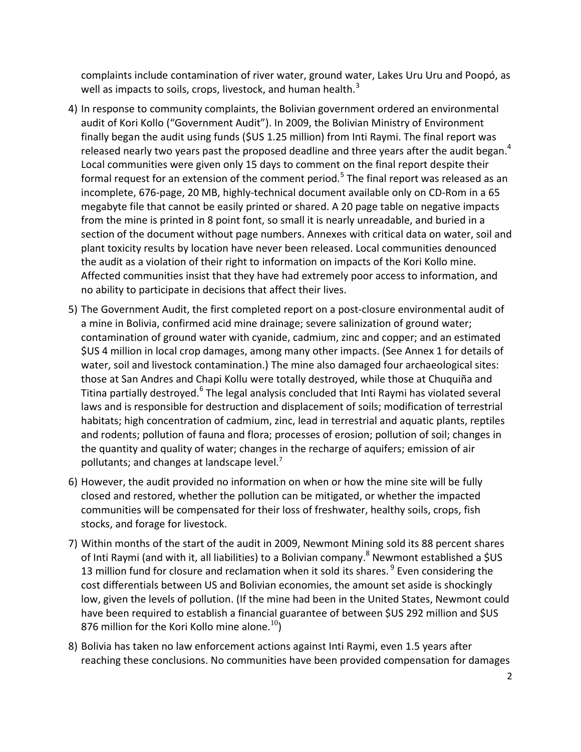complaints include contamination of river water, ground water, Lakes Uru Uru and Poopó, as well as impacts to soils, crops, livestock, and human health.[3]

4) In response to community complaints, the Bolivian government ordered an environmental audit of Kori Kollo ("Government Audit"). In 2009, the Bolivian Ministry of Environment finally began the audit using funds ($US 1.25 million) from Inti Raymi. The final report was released nearly two years past the proposed deadline and three years after the audit began.[4] Local communities were given only 15 days to comment on the final report despite their formal request for an extension of the comment period.[5] The final report was released as an incomplete, 676-page, 20 MB, highly-technical document available only on CD-Rom in a 65 megabyte file that cannot be easily printed or shared. A 20 page table on negative impacts from the mine is printed in 8 point font, so small it is nearly unreadable, and buried in a section of the document without page numbers. Annexes with critical data on water, soil and plant toxicity results by location have never been released. Local communities denounced the audit as a violation of their right to information on impacts of the Kori Kollo mine. Affected communities insist that they have had extremely poor access to information, and no ability to participate in decisions that affect their lives.

5) The Government Audit, the first completed report on a post-closure environmental audit of a mine in Bolivia, confirmed acid mine drainage; severe salinization of ground water; contamination of ground water with cyanide, cadmium, zinc and copper; and an estimated $US 4 million in local crop damages, among many other impacts. (See Annex 1 for details of water, soil and livestock contamination.) The mine also damaged four archaeological sites: those at San Andres and Chapi Kollu were totally destroyed, while those at Chuquiña and Titina partially destroyed.[6] The legal analysis concluded that Inti Raymi has violated several laws and is responsible for destruction and displacement of soils; modification of terrestrial habitats; high concentration of cadmium, zinc, lead in terrestrial and aquatic plants, reptiles and rodents; pollution of fauna and flora; processes of erosion; pollution of soil; changes in the quantity and quality of water; changes in the recharge of aquifers; emission of air pollutants; and changes at landscape level.[7]

6) However, the audit provided no information on when or how the mine site will be fully closed and restored, whether the pollution can be mitigated, or whether the impacted communities will be compensated for their loss of freshwater, healthy soils, crops, fish stocks, and forage for livestock.

7) Within months of the start of the audit in 2009, Newmont Mining sold its 88 percent shares of Inti Raymi (and with it, all liabilities) to a Bolivian company.[8] Newmont established a $US 13 million fund for closure and reclamation when it sold its shares.[9] Even considering the cost differentials between US and Bolivian economies, the amount set aside is shockingly low, given the levels of pollution. (If the mine had been in the United States, Newmont could have been required to establish a financial guarantee of between $US 292 million and $US 876 million for the Kori Kollo mine alone.[10])

8) Bolivia has taken no law enforcement actions against Inti Raymi, even 1.5 years after reaching these conclusions. No communities have been provided compensation for damages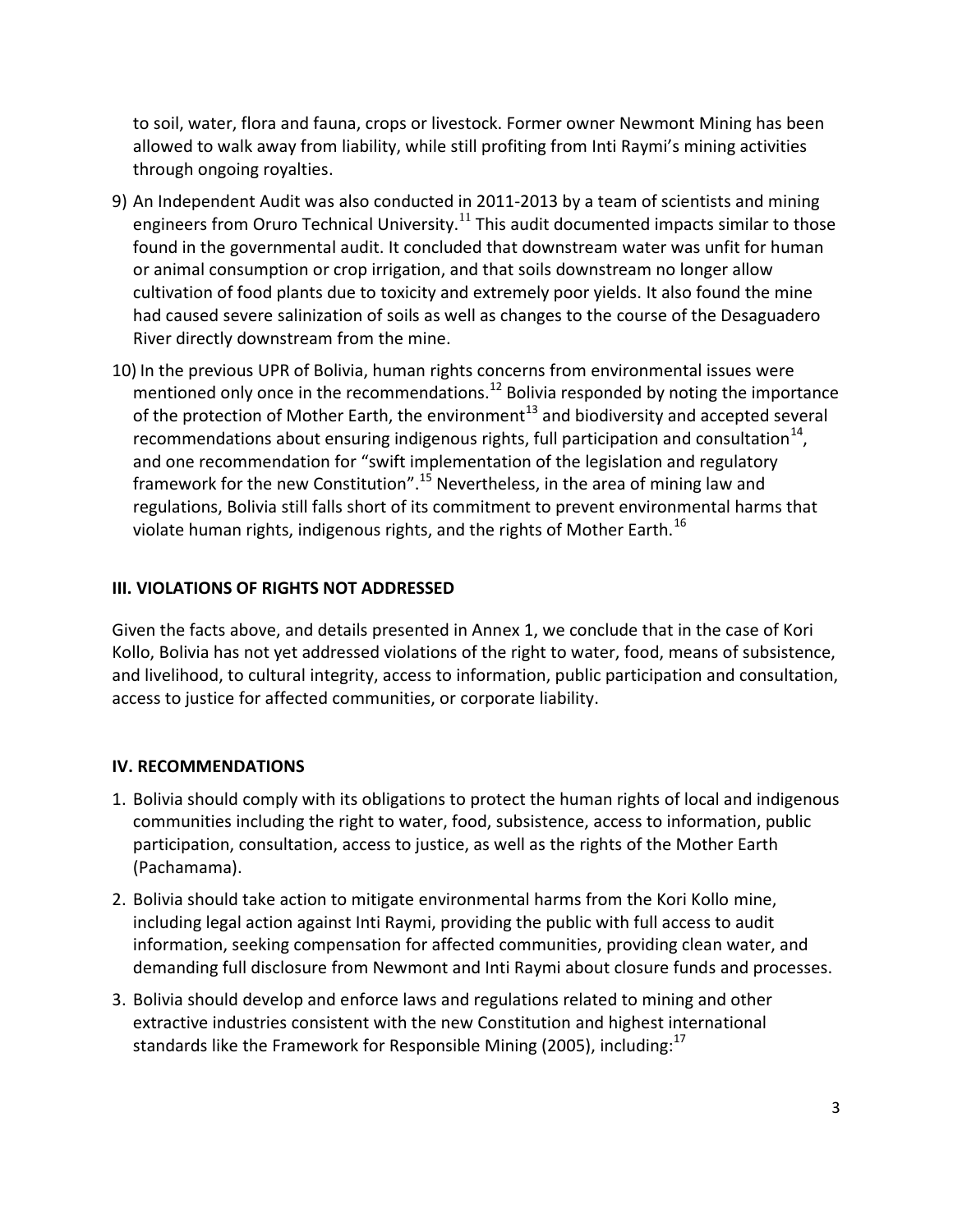to soil, water, flora and fauna, crops or livestock. Former owner Newmont Mining has been allowed to walk away from liability, while still profiting from Inti Raymi's mining activities through ongoing royalties.

9) An Independent Audit was also conducted in 2011-2013 by a team of scientists and mining engineers from Oruro Technical University.[11] This audit documented impacts similar to those found in the governmental audit. It concluded that downstream water was unfit for human or animal consumption or crop irrigation, and that soils downstream no longer allow cultivation of food plants due to toxicity and extremely poor yields. It also found the mine had caused severe salinization of soils as well as changes to the course of the Desaguadero River directly downstream from the mine.

10) In the previous UPR of Bolivia, human rights concerns from environmental issues were mentioned only once in the recommendations.[12] Bolivia responded by noting the importance of the protection of Mother Earth, the environment[13] and biodiversity and accepted several recommendations about ensuring indigenous rights, full participation and consultation[14], and one recommendation for "swift implementation of the legislation and regulatory framework for the new Constitution".[15] Nevertheless, in the area of mining law and regulations, Bolivia still falls short of its commitment to prevent environmental harms that violate human rights, indigenous rights, and the rights of Mother Earth.[16]

## III. VIOLATIONS OF RIGHTS NOT ADDRESSED

Given the facts above, and details presented in Annex 1, we conclude that in the case of Kori Kollo, Bolivia has not yet addressed violations of the right to water, food, means of subsistence, and livelihood, to cultural integrity, access to information, public participation and consultation, access to justice for affected communities, or corporate liability.

## IV. RECOMMENDATIONS

1. Bolivia should comply with its obligations to protect the human rights of local and indigenous communities including the right to water, food, subsistence, access to information, public participation, consultation, access to justice, as well as the rights of the Mother Earth (Pachamama).
2. Bolivia should take action to mitigate environmental harms from the Kori Kollo mine, including legal action against Inti Raymi, providing the public with full access to audit information, seeking compensation for affected communities, providing clean water, and demanding full disclosure from Newmont and Inti Raymi about closure funds and processes.
3. Bolivia should develop and enforce laws and regulations related to mining and other extractive industries consistent with the new Constitution and highest international standards like the Framework for Responsible Mining (2005), including:[17]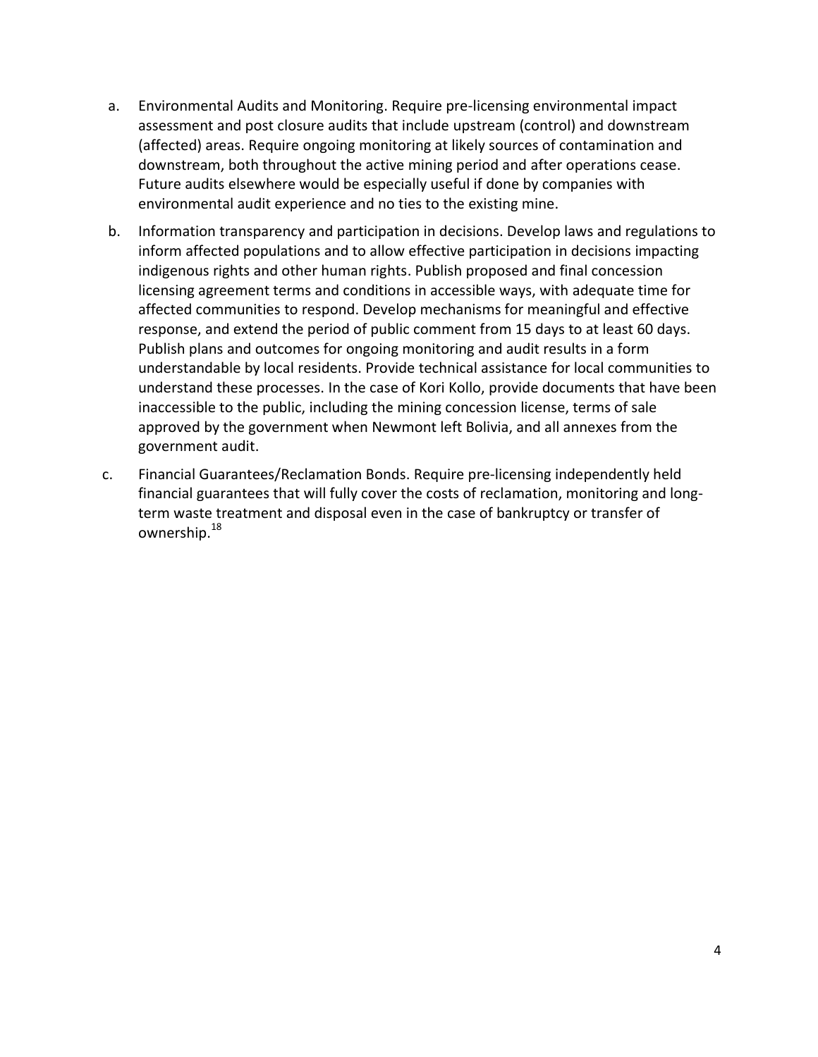a. Environmental Audits and Monitoring. Require pre-licensing environmental impact assessment and post closure audits that include upstream (control) and downstream (affected) areas. Require ongoing monitoring at likely sources of contamination and downstream, both throughout the active mining period and after operations cease. Future audits elsewhere would be especially useful if done by companies with environmental audit experience and no ties to the existing mine.

b. Information transparency and participation in decisions. Develop laws and regulations to inform affected populations and to allow effective participation in decisions impacting indigenous rights and other human rights. Publish proposed and final concession licensing agreement terms and conditions in accessible ways, with adequate time for affected communities to respond. Develop mechanisms for meaningful and effective response, and extend the period of public comment from 15 days to at least 60 days. Publish plans and outcomes for ongoing monitoring and audit results in a form understandable by local residents. Provide technical assistance for local communities to understand these processes. In the case of Kori Kollo, provide documents that have been inaccessible to the public, including the mining concession license, terms of sale approved by the government when Newmont left Bolivia, and all annexes from the government audit.

c. Financial Guarantees/Reclamation Bonds. Require pre-licensing independently held financial guarantees that will fully cover the costs of reclamation, monitoring and long-term waste treatment and disposal even in the case of bankruptcy or transfer of ownership.[18]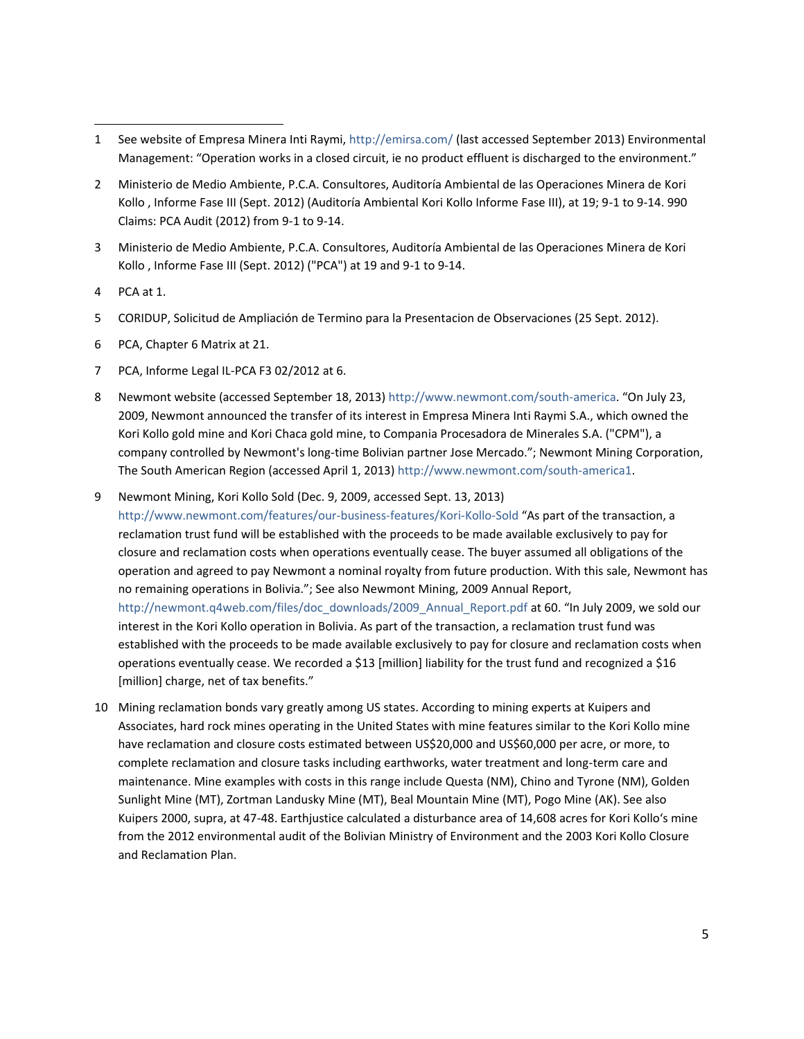1 See website of Empresa Minera Inti Raymi, http://emirsa.com/ (last accessed September 2013) Environmental Management: "Operation works in a closed circuit, ie no product effluent is discharged to the environment."

2 Ministerio de Medio Ambiente, P.C.A. Consultores, Auditoría Ambiental de las Operaciones Minera de Kori Kollo , Informe Fase III (Sept. 2012) (Auditoría Ambiental Kori Kollo Informe Fase III), at 19; 9-1 to 9-14. 990 Claims: PCA Audit (2012) from 9-1 to 9-14.

3 Ministerio de Medio Ambiente, P.C.A. Consultores, Auditoría Ambiental de las Operaciones Minera de Kori Kollo , Informe Fase III (Sept. 2012) ("PCA") at 19 and 9-1 to 9-14.

4 PCA at 1.

5 CORIDUP, Solicitud de Ampliación de Termino para la Presentacion de Observaciones (25 Sept. 2012).

6 PCA, Chapter 6 Matrix at 21.

7 PCA, Informe Legal IL-PCA F3 02/2012 at 6.

8 Newmont website (accessed September 18, 2013) http://www.newmont.com/south-america. "On July 23, 2009, Newmont announced the transfer of its interest in Empresa Minera Inti Raymi S.A., which owned the Kori Kollo gold mine and Kori Chaca gold mine, to Compania Procesadora de Minerales S.A. ("CPM"), a company controlled by Newmont's long-time Bolivian partner Jose Mercado."; Newmont Mining Corporation, The South American Region (accessed April 1, 2013) http://www.newmont.com/south-america1.

9 Newmont Mining, Kori Kollo Sold (Dec. 9, 2009, accessed Sept. 13, 2013) http://www.newmont.com/features/our-business-features/Kori-Kollo-Sold "As part of the transaction, a reclamation trust fund will be established with the proceeds to be made available exclusively to pay for closure and reclamation costs when operations eventually cease. The buyer assumed all obligations of the operation and agreed to pay Newmont a nominal royalty from future production. With this sale, Newmont has no remaining operations in Bolivia."; See also Newmont Mining, 2009 Annual Report, http://newmont.q4web.com/files/doc_downloads/2009_Annual_Report.pdf at 60. "In July 2009, we sold our interest in the Kori Kollo operation in Bolivia. As part of the transaction, a reclamation trust fund was established with the proceeds to be made available exclusively to pay for closure and reclamation costs when operations eventually cease. We recorded a $13 [million] liability for the trust fund and recognized a $16 [million] charge, net of tax benefits."

10 Mining reclamation bonds vary greatly among US states. According to mining experts at Kuipers and Associates, hard rock mines operating in the United States with mine features similar to the Kori Kollo mine have reclamation and closure costs estimated between US$20,000 and US$60,000 per acre, or more, to complete reclamation and closure tasks including earthworks, water treatment and long-term care and maintenance. Mine examples with costs in this range include Questa (NM), Chino and Tyrone (NM), Golden Sunlight Mine (MT), Zortman Landusky Mine (MT), Beal Mountain Mine (MT), Pogo Mine (AK). See also Kuipers 2000, supra, at 47-48. Earthjustice calculated a disturbance area of 14,608 acres for Kori Kollo's mine from the 2012 environmental audit of the Bolivian Ministry of Environment and the 2003 Kori Kollo Closure and Reclamation Plan.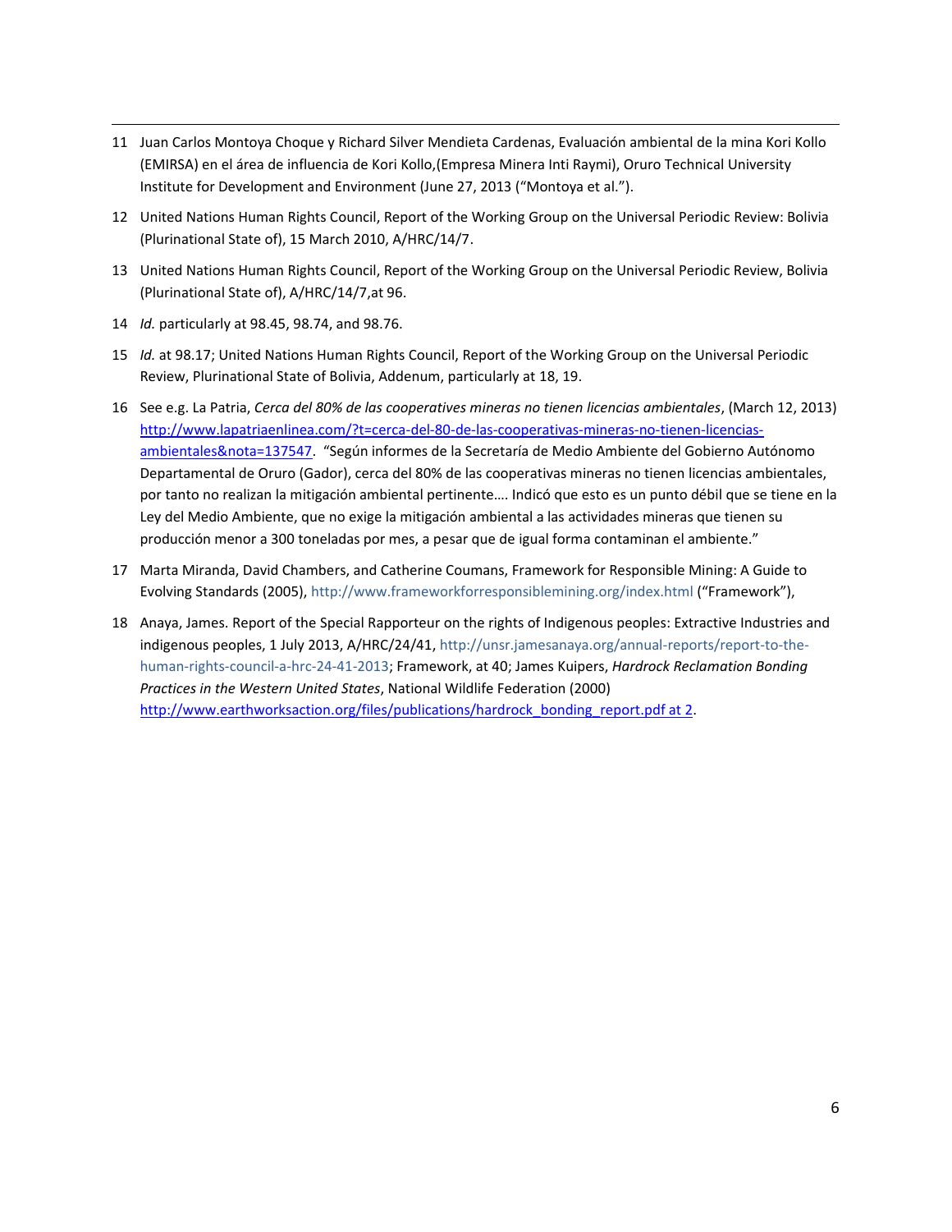11 Juan Carlos Montoya Choque y Richard Silver Mendieta Cardenas, Evaluación ambiental de la mina Kori Kollo (EMIRSA) en el área de influencia de Kori Kollo,(Empresa Minera Inti Raymi), Oruro Technical University Institute for Development and Environment (June 27, 2013 ("Montoya et al.").

12 United Nations Human Rights Council, Report of the Working Group on the Universal Periodic Review: Bolivia (Plurinational State of), 15 March 2010, A/HRC/14/7.

13 United Nations Human Rights Council, Report of the Working Group on the Universal Periodic Review, Bolivia (Plurinational State of), A/HRC/14/7,at 96.

14 *Id.* particularly at 98.45, 98.74, and 98.76.

15 *Id.* at 98.17; United Nations Human Rights Council, Report of the Working Group on the Universal Periodic Review, Plurinational State of Bolivia, Addenum, particularly at 18, 19.

16 See e.g. La Patria, *Cerca del 80% de las cooperatives mineras no tienen licencias ambientales*, (March 12, 2013) http://www.lapatriaenlinea.com/?t=cerca-del-80-de-las-cooperativas-mineras-no-tienen-licencias-ambientales&nota=137547. "Según informes de la Secretaría de Medio Ambiente del Gobierno Autónomo Departamental de Oruro (Gador), cerca del 80% de las cooperativas mineras no tienen licencias ambientales, por tanto no realizan la mitigación ambiental pertinente…. Indicó que esto es un punto débil que se tiene en la Ley del Medio Ambiente, que no exige la mitigación ambiental a las actividades mineras que tienen su producción menor a 300 toneladas por mes, a pesar que de igual forma contaminan el ambiente."

17 Marta Miranda, David Chambers, and Catherine Coumans, Framework for Responsible Mining: A Guide to Evolving Standards (2005), http://www.frameworkforresponsiblemining.org/index.html ("Framework"),

18 Anaya, James. Report of the Special Rapporteur on the rights of Indigenous peoples: Extractive Industries and indigenous peoples, 1 July 2013, A/HRC/24/41, http://unsr.jamesanaya.org/annual-reports/report-to-the-human-rights-council-a-hrc-24-41-2013; Framework, at 40; James Kuipers, *Hardrock Reclamation Bonding Practices in the Western United States*, National Wildlife Federation (2000) http://www.earthworksaction.org/files/publications/hardrock_bonding_report.pdf at 2.